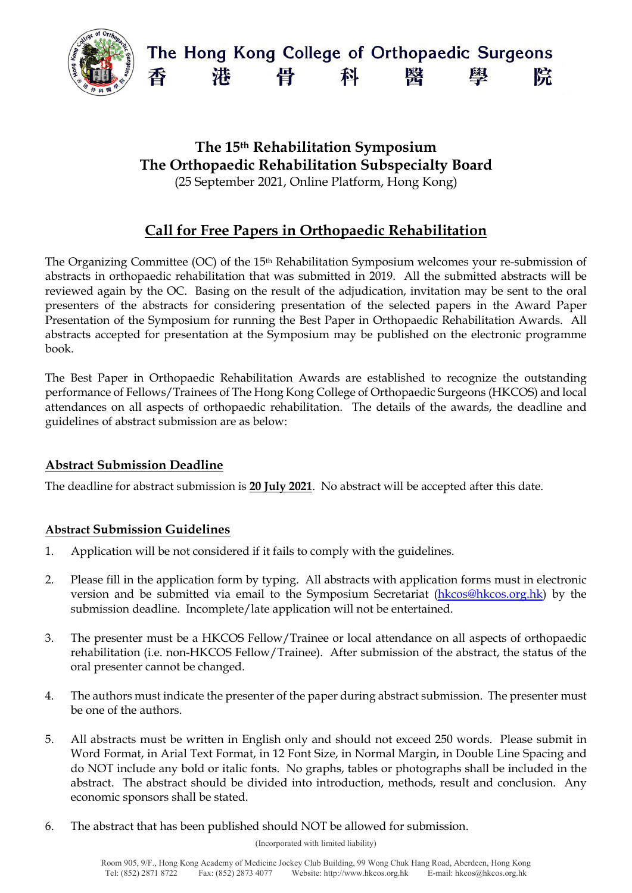# The Hong Kong College of Orthopaedic Surgeons
# 香　港　骨　科　醫　學　院

## The 15th Rehabilitation Symposium
## The Orthopaedic Rehabilitation Subspecialty Board

(25 September 2021, Online Platform, Hong Kong)

## Call for Free Papers in Orthopaedic Rehabilitation

The Organizing Committee (OC) of the 15th Rehabilitation Symposium welcomes your re-submission of abstracts in orthopaedic rehabilitation that was submitted in 2019. All the submitted abstracts will be reviewed again by the OC. Basing on the result of the adjudication, invitation may be sent to the oral presenters of the abstracts for considering presentation of the selected papers in the Award Paper Presentation of the Symposium for running the Best Paper in Orthopaedic Rehabilitation Awards. All abstracts accepted for presentation at the Symposium may be published on the electronic programme book.

The Best Paper in Orthopaedic Rehabilitation Awards are established to recognize the outstanding performance of Fellows/Trainees of The Hong Kong College of Orthopaedic Surgeons (HKCOS) and local attendances on all aspects of orthopaedic rehabilitation. The details of the awards, the deadline and guidelines of abstract submission are as below:

### Abstract Submission Deadline

The deadline for abstract submission is **20 July 2021**. No abstract will be accepted after this date.

### Abstract Submission Guidelines

1. Application will be not considered if it fails to comply with the guidelines.

2. Please fill in the application form by typing. All abstracts with application forms must in electronic version and be submitted via email to the Symposium Secretariat (hkcos@hkcos.org.hk) by the submission deadline. Incomplete/late application will not be entertained.

3. The presenter must be a HKCOS Fellow/Trainee or local attendance on all aspects of orthopaedic rehabilitation (i.e. non-HKCOS Fellow/Trainee). After submission of the abstract, the status of the oral presenter cannot be changed.

4. The authors must indicate the presenter of the paper during abstract submission. The presenter must be one of the authors.

5. All abstracts must be written in English only and should not exceed 250 words. Please submit in Word Format, in Arial Text Format, in 12 Font Size, in Normal Margin, in Double Line Spacing and do NOT include any bold or italic fonts. No graphs, tables or photographs shall be included in the abstract. The abstract should be divided into introduction, methods, result and conclusion. Any economic sponsors shall be stated.

6. The abstract that has been published should NOT be allowed for submission.

(Incorporated with limited liability)

Room 905, 9/F., Hong Kong Academy of Medicine Jockey Club Building, 99 Wong Chuk Hang Road, Aberdeen, Hong Kong
Tel: (852) 2871 8722　　Fax: (852) 2873 4077　　Website: http://www.hkcos.org.hk　　E-mail: hkcos@hkcos.org.hk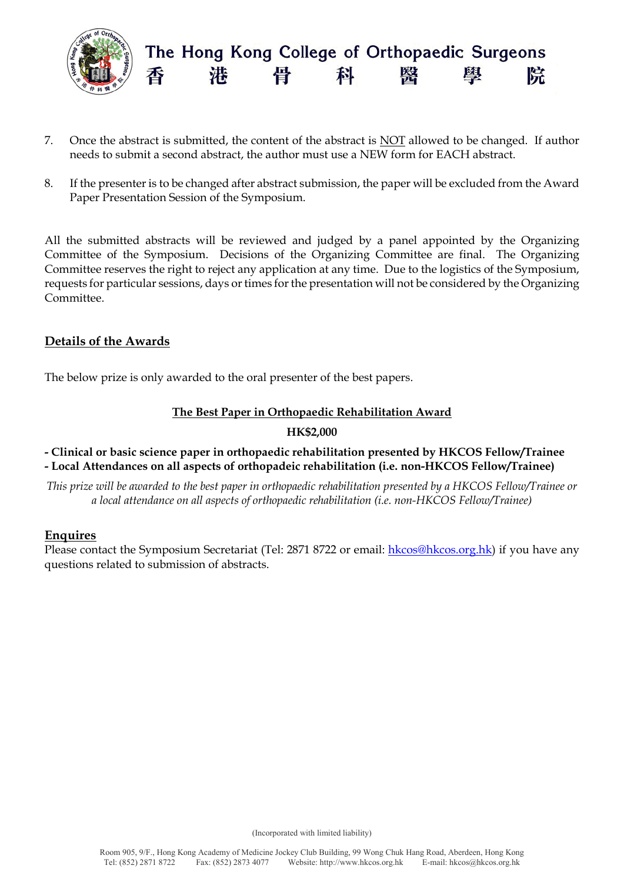7. Once the abstract is submitted, the content of the abstract is NOT allowed to be changed. If author needs to submit a second abstract, the author must use a NEW form for EACH abstract.

8. If the presenter is to be changed after abstract submission, the paper will be excluded from the Award Paper Presentation Session of the Symposium.

All the submitted abstracts will be reviewed and judged by a panel appointed by the Organizing Committee of the Symposium. Decisions of the Organizing Committee are final. The Organizing Committee reserves the right to reject any application at any time. Due to the logistics of the Symposium, requests for particular sessions, days or times for the presentation will not be considered by the Organizing Committee.

## Details of the Awards

The below prize is only awarded to the oral presenter of the best papers.

**The Best Paper in Orthopaedic Rehabilitation Award**

**HK$2,000**

**- Clinical or basic science paper in orthopaedic rehabilitation presented by HKCOS Fellow/Trainee**
**- Local Attendances on all aspects of orthopadeic rehabilitation (i.e. non-HKCOS Fellow/Trainee)**

*This prize will be awarded to the best paper in orthopaedic rehabilitation presented by a HKCOS Fellow/Trainee or a local attendance on all aspects of orthopaedic rehabilitation (i.e. non-HKCOS Fellow/Trainee)*

## Enquires

Please contact the Symposium Secretariat (Tel: 2871 8722 or email: hkcos@hkcos.org.hk) if you have any questions related to submission of abstracts.